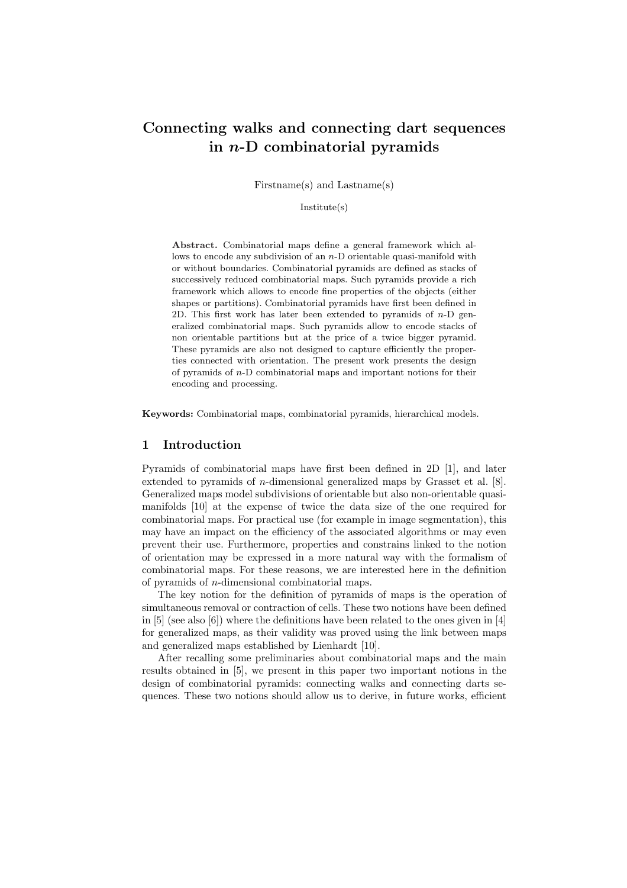# Connecting walks and connecting dart sequences in $n$-D combinatorial pyramids

Firstname(s) and Lastname(s)

Institute(s)

**Abstract.** Combinatorial maps define a general framework which allows to encode any subdivision of an $n$-D orientable quasi-manifold with or without boundaries. Combinatorial pyramids are defined as stacks of successively reduced combinatorial maps. Such pyramids provide a rich framework which allows to encode fine properties of the objects (either shapes or partitions). Combinatorial pyramids have first been defined in 2D. This first work has later been extended to pyramids of $n$-D generalized combinatorial maps. Such pyramids allow to encode stacks of non orientable partitions but at the price of a twice bigger pyramid. These pyramids are also not designed to capture efficiently the properties connected with orientation. The present work presents the design of pyramids of $n$-D combinatorial maps and important notions for their encoding and processing.

**Keywords:** Combinatorial maps, combinatorial pyramids, hierarchical models.

## 1 Introduction

Pyramids of combinatorial maps have first been defined in 2D [1], and later extended to pyramids of $n$-dimensional generalized maps by Grasset et al. [8]. Generalized maps model subdivisions of orientable but also non-orientable quasi-manifolds [10] at the expense of twice the data size of the one required for combinatorial maps. For practical use (for example in image segmentation), this may have an impact on the efficiency of the associated algorithms or may even prevent their use. Furthermore, properties and constrains linked to the notion of orientation may be expressed in a more natural way with the formalism of combinatorial maps. For these reasons, we are interested here in the definition of pyramids of $n$-dimensional combinatorial maps.

The key notion for the definition of pyramids of maps is the operation of simultaneous removal or contraction of cells. These two notions have been defined in [5] (see also [6]) where the definitions have been related to the ones given in [4] for generalized maps, as their validity was proved using the link between maps and generalized maps established by Lienhardt [10].

After recalling some preliminaries about combinatorial maps and the main results obtained in [5], we present in this paper two important notions in the design of combinatorial pyramids: connecting walks and connecting darts sequences. These two notions should allow us to derive, in future works, efficient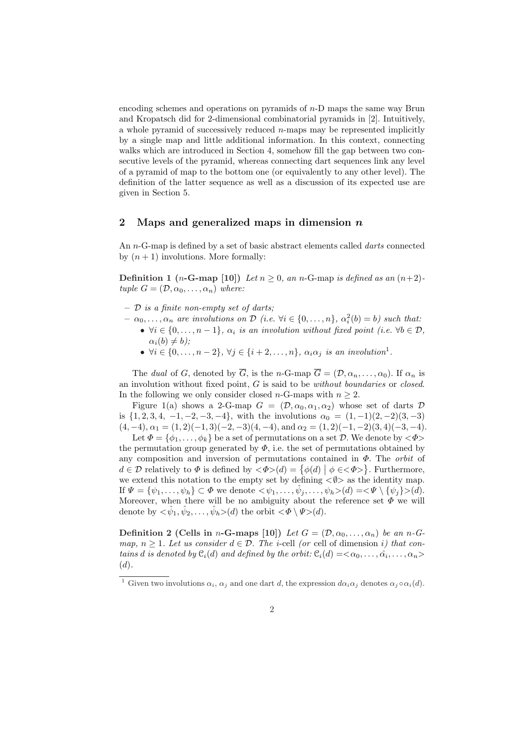encoding schemes and operations on pyramids of $n$-D maps the same way Brun and Kropatsch did for 2-dimensional combinatorial pyramids in [2]. Intuitively, a whole pyramid of successively reduced $n$-maps may be represented implicitly by a single map and little additional information. In this context, connecting walks which are introduced in Section 4, somehow fill the gap between two consecutive levels of the pyramid, whereas connecting dart sequences link any level of a pyramid of map to the bottom one (or equivalently to any other level). The definition of the latter sequence as well as a discussion of its expected use are given in Section 5.

## 2 Maps and generalized maps in dimension $n$

An $n$-G-map is defined by a set of basic abstract elements called *darts* connected by $(n+1)$ involutions. More formally:

**Definition 1 ($n$-G-map [10])** *Let $n \geq 0$, an $n$-G-map is defined as an $(n+2)$-tuple $G = (\mathcal{D}, \alpha_0, \ldots, \alpha_n)$ where:*

- *$\mathcal{D}$ is a finite non-empty set of darts;*
- *$\alpha_0, \ldots, \alpha_n$ are involutions on $\mathcal{D}$ (i.e. $\forall i \in \{0, \ldots, n\}$, $\alpha_i^2(b) = b$) such that:*
  - *$\forall i \in \{0, \ldots, n-1\}$, $\alpha_i$ is an involution without fixed point (i.e. $\forall b \in \mathcal{D}$, $\alpha_i(b) \neq b$);*
  - *$\forall i \in \{0, \ldots, n-2\}$, $\forall j \in \{i+2, \ldots, n\}$, $\alpha_i\alpha_j$ is an involution[1].*

The *dual* of $G$, denoted by $\overline{G}$, is the $n$-G-map $\overline{G} = (\mathcal{D}, \alpha_n, \ldots, \alpha_0)$. If $\alpha_n$ is an involution without fixed point, $G$ is said to be *without boundaries* or *closed*. In the following we only consider closed $n$-G-maps with $n \geq 2$.

Figure 1(a) shows a 2-G-map $G = (\mathcal{D}, \alpha_0, \alpha_1, \alpha_2)$ whose set of darts $\mathcal{D}$ is $\{1, 2, 3, 4, -1, -2, -3, -4\}$, with the involutions $\alpha_0 = (1, -1)(2, -2)(3, -3)$ $(4, -4)$, $\alpha_1 = (1, 2)(-1, 3)(-2, -3)(4, -4)$, and $\alpha_2 = (1, 2)(-1, -2)(3, 4)(-3, -4)$.

Let $\Phi = \{\phi_1, \ldots, \phi_k\}$ be a set of permutations on a set $\mathcal{D}$. We denote by $<\Phi>$ the permutation group generated by $\Phi$, i.e. the set of permutations obtained by any composition and inversion of permutations contained in $\Phi$. The *orbit* of $d \in \mathcal{D}$ relatively to $\Phi$ is defined by $<\Phi>(d) = \{\phi(d) \mid \phi \in <\Phi>\}$. Furthermore, we extend this notation to the empty set by defining $<\emptyset>$ as the identity map. If $\Psi = \{\psi_1, \ldots, \psi_h\} \subset \Phi$ we denote $<\psi_1, \ldots, \hat{\psi}_j, \ldots, \psi_h>(d) = <\Psi \setminus \{\psi_j\}>(d)$. Moreover, when there will be no ambiguity about the reference set $\Phi$ we will denote by $<\hat{\psi}_1, \hat{\psi}_2, \ldots, \hat{\psi}_h>(d)$ the orbit $<\Phi \setminus \Psi>(d)$.

**Definition 2 (Cells in $n$-G-maps [10])** *Let $G = (\mathcal{D}, \alpha_0, \ldots, \alpha_n)$ be an $n$-G-map, $n \geq 1$. Let us consider $d \in \mathcal{D}$. The $i$-cell (or cell of dimension $i$) that contains $d$ is denoted by $\mathcal{C}_i(d)$ and defined by the orbit: $\mathcal{C}_i(d) = <\alpha_0, \ldots, \hat{\alpha_i}, \ldots, \alpha_n>(d)$.*

[1] Given two involutions $\alpha_i$, $\alpha_j$ and one dart $d$, the expression $d\alpha_i\alpha_j$ denotes $\alpha_j \circ \alpha_i(d)$.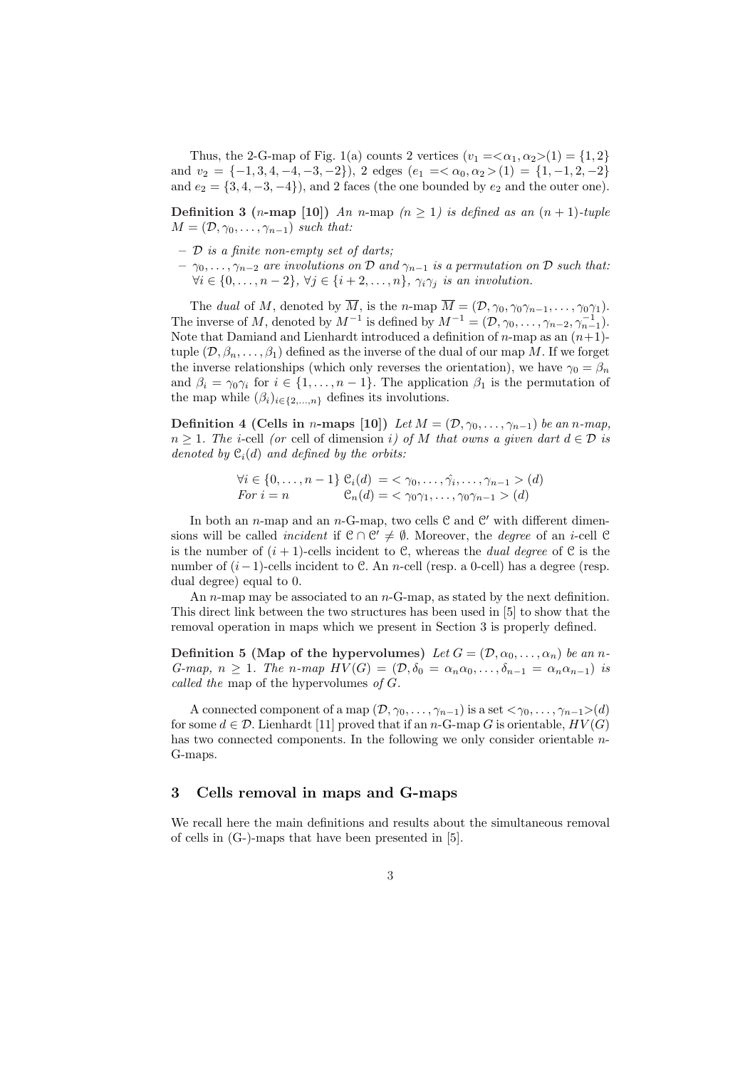Thus, the 2-G-map of Fig. 1(a) counts 2 vertices ($v_1 = <\alpha_1, \alpha_2>(1) = \{1, 2\}$ and $v_2 = \{-1, 3, 4, -4, -3, -2\}$), 2 edges ($e_1 = <\alpha_0, \alpha_2>(1) = \{1, -1, 2, -2\}$ and $e_2 = \{3, 4, -3, -4\}$), and 2 faces (the one bounded by $e_2$ and the outer one).

**Definition 3 ($n$-map [10])** *An $n$-map ($n \geq 1$) is defined as an $(n+1)$-tuple $M = (\mathcal{D}, \gamma_0, \ldots, \gamma_{n-1})$ such that:*

- *$\mathcal{D}$ is a finite non-empty set of darts;*
- *$\gamma_0, \ldots, \gamma_{n-2}$ are involutions on $\mathcal{D}$ and $\gamma_{n-1}$ is a permutation on $\mathcal{D}$ such that: $\forall i \in \{0, \ldots, n-2\}$, $\forall j \in \{i+2, \ldots, n\}$, $\gamma_i \gamma_j$ is an involution.*

The *dual* of $M$, denoted by $\overline{M}$, is the $n$-map $\overline{M} = (\mathcal{D}, \gamma_0, \gamma_0\gamma_{n-1}, \ldots, \gamma_0\gamma_1)$. The inverse of $M$, denoted by $M^{-1}$ is defined by $M^{-1} = (\mathcal{D}, \gamma_0, \ldots, \gamma_{n-2}, \gamma_{n-1}^{-1})$. Note that Damiand and Lienhardt introduced a definition of $n$-map as an $(n+1)$-tuple $(\mathcal{D}, \beta_n, \ldots, \beta_1)$ defined as the inverse of the dual of our map $M$. If we forget the inverse relationships (which only reverses the orientation), we have $\gamma_0 = \beta_n$ and $\beta_i = \gamma_0\gamma_i$ for $i \in \{1, \ldots, n-1\}$. The application $\beta_1$ is the permutation of the map while $(\beta_i)_{i \in \{2, \ldots, n\}}$ defines its involutions.

**Definition 4 (Cells in $n$-maps [10])** *Let $M = (\mathcal{D}, \gamma_0, \ldots, \gamma_{n-1})$ be an $n$-map, $n \geq 1$. The $i$-cell (or cell of dimension $i$) of $M$ that owns a given dart $d \in \mathcal{D}$ is denoted by $\mathcal{C}_i(d)$ and defined by the orbits:*

$$\forall i \in \{0, \ldots, n-1\} \quad \mathcal{C}_i(d) = <\gamma_0, \ldots, \hat{\gamma_i}, \ldots, \gamma_{n-1}>(d)$$
$$\text{For } i = n \quad \mathcal{C}_n(d) = <\gamma_0\gamma_1, \ldots, \gamma_0\gamma_{n-1}>(d)$$

In both an $n$-map and an $n$-G-map, two cells $\mathcal{C}$ and $\mathcal{C}'$ with different dimensions will be called *incident* if $\mathcal{C} \cap \mathcal{C}' \neq \emptyset$. Moreover, the *degree* of an $i$-cell $\mathcal{C}$ is the number of $(i+1)$-cells incident to $\mathcal{C}$, whereas the *dual degree* of $\mathcal{C}$ is the number of $(i-1)$-cells incident to $\mathcal{C}$. An $n$-cell (resp. a 0-cell) has a degree (resp. dual degree) equal to 0.

An $n$-map may be associated to an $n$-G-map, as stated by the next definition. This direct link between the two structures has been used in [5] to show that the removal operation in maps which we present in Section 3 is properly defined.

**Definition 5 (Map of the hypervolumes)** *Let $G = (\mathcal{D}, \alpha_0, \ldots, \alpha_n)$ be an $n$-G-map, $n \geq 1$. The $n$-map $HV(G) = (\mathcal{D}, \delta_0 = \alpha_n\alpha_0, \ldots, \delta_{n-1} = \alpha_n\alpha_{n-1})$ is called the* map of the hypervolumes *of $G$.*

A connected component of a map $(\mathcal{D}, \gamma_0, \ldots, \gamma_{n-1})$ is a set $<\gamma_0, \ldots, \gamma_{n-1}>(d)$ for some $d \in \mathcal{D}$. Lienhardt [11] proved that if an $n$-G-map $G$ is orientable, $HV(G)$ has two connected components. In the following we only consider orientable $n$-G-maps.

## 3 Cells removal in maps and G-maps

We recall here the main definitions and results about the simultaneous removal of cells in (G-)maps that have been presented in [5].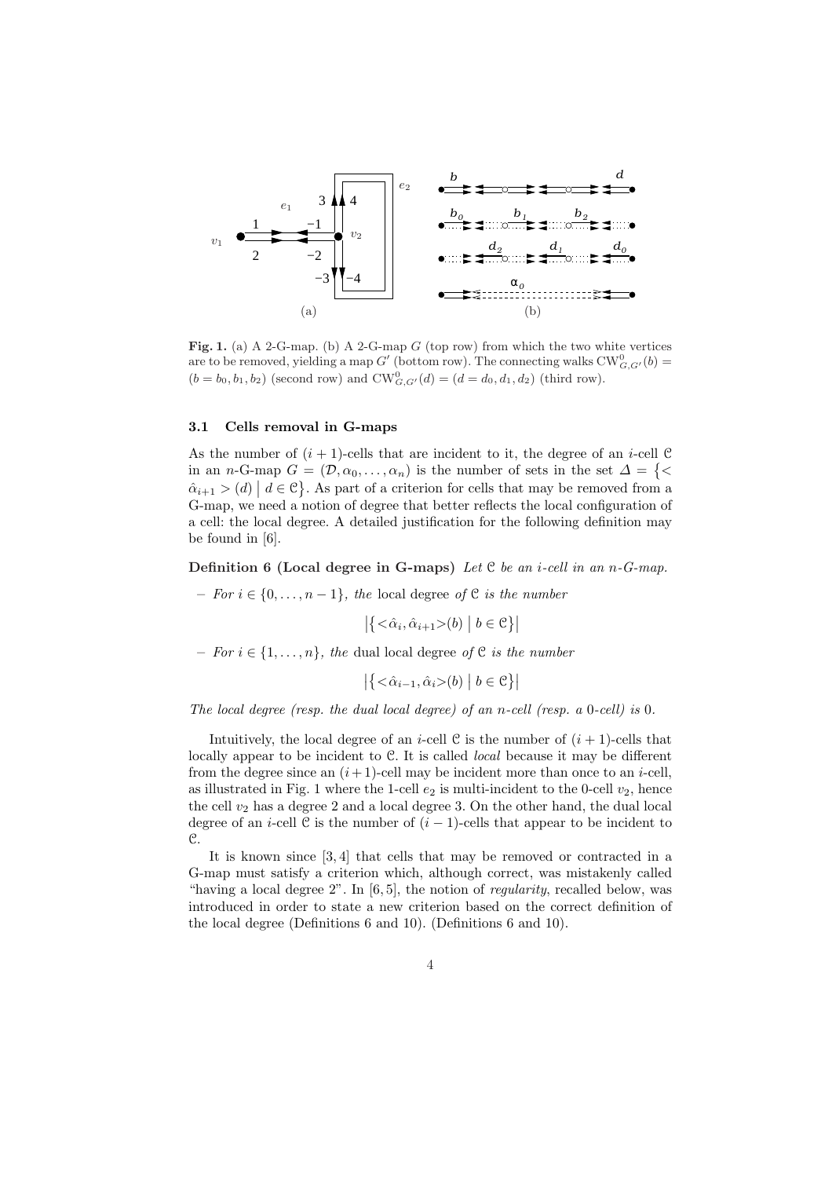**Fig. 1.** (a) A 2-G-map. (b) A 2-G-map $G$ (top row) from which the two white vertices are to be removed, yielding a map $G'$ (bottom row). The connecting walks $\mathrm{CW}^0_{G,G'}(b) = (b = b_0, b_1, b_2)$ (second row) and $\mathrm{CW}^0_{G,G'}(d) = (d = d_0, d_1, d_2)$ (third row).

### 3.1 Cells removal in G-maps

As the number of $(i+1)$-cells that are incident to it, the degree of an $i$-cell $\mathcal{C}$ in an $n$-G-map $G = (\mathcal{D}, \alpha_0, \ldots, \alpha_n)$ is the number of sets in the set $\Delta = \{ <\hat{\alpha}_{i+1}>(d) \mid d \in \mathcal{C} \}$. As part of a criterion for cells that may be removed from a G-map, we need a notion of degree that better reflects the local configuration of a cell: the local degree. A detailed justification for the following definition may be found in [6].

**Definition 6 (Local degree in G-maps)** *Let $\mathcal{C}$ be an $i$-cell in an $n$-G-map.*

- *For $i \in \{0, \ldots, n-1\}$, the* local degree *of $\mathcal{C}$ is the number*

$$\left|\left\{ <\hat{\alpha}_i, \hat{\alpha}_{i+1}>(b) \mid b \in \mathcal{C} \right\}\right|$$

- *For $i \in \{1, \ldots, n\}$, the* dual local degree *of $\mathcal{C}$ is the number*

$$\left|\left\{ <\hat{\alpha}_{i-1}, \hat{\alpha}_i>(b) \mid b \in \mathcal{C} \right\}\right|$$

*The local degree (resp. the dual local degree) of an $n$-cell (resp. a $0$-cell) is $0$.*

Intuitively, the local degree of an $i$-cell $\mathcal{C}$ is the number of $(i+1)$-cells that locally appear to be incident to $\mathcal{C}$. It is called *local* because it may be different from the degree since an $(i+1)$-cell may be incident more than once to an $i$-cell, as illustrated in Fig. 1 where the 1-cell $e_2$ is multi-incident to the 0-cell $v_2$, hence the cell $v_2$ has a degree 2 and a local degree 3. On the other hand, the dual local degree of an $i$-cell $\mathcal{C}$ is the number of $(i-1)$-cells that appear to be incident to $\mathcal{C}$.

It is known since [3, 4] that cells that may be removed or contracted in a G-map must satisfy a criterion which, although correct, was mistakenly called "having a local degree 2". In [6, 5], the notion of *regularity*, recalled below, was introduced in order to state a new criterion based on the correct definition of the local degree (Definitions 6 and 10). (Definitions 6 and 10).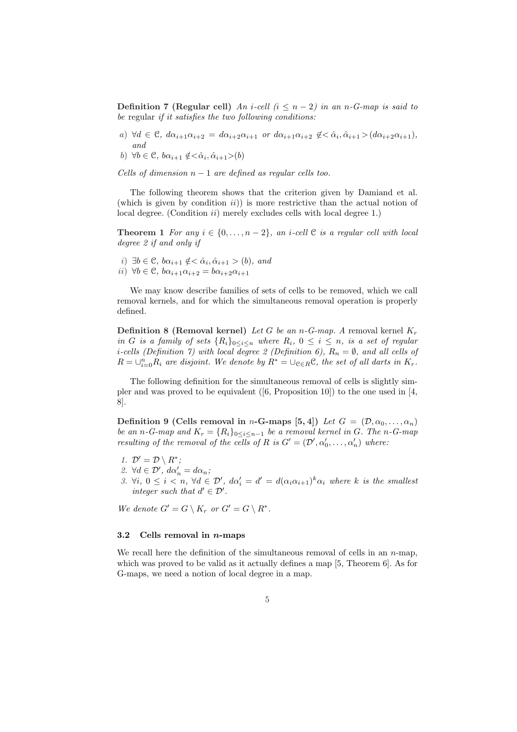**Definition 7 (Regular cell)** *An i-cell ($i \leq n-2$) in an n-G-map is said to be* regular *if it satisfies the two following conditions:*

*a)* $\forall d \in \mathcal{C}$, $d\alpha_{i+1}\alpha_{i+2} = d\alpha_{i+2}\alpha_{i+1}$ *or* $d\alpha_{i+1}\alpha_{i+2} \notin <\hat{\alpha}_i, \hat{\alpha}_{i+1}>(d\alpha_{i+2}\alpha_{i+1})$, *and*

*b)* $\forall b \in \mathcal{C}$, $b\alpha_{i+1} \notin <\hat{\alpha}_i, \hat{\alpha}_{i+1}>(b)$

*Cells of dimension $n-1$ are defined as regular cells too.*

The following theorem shows that the criterion given by Damiand et al. (which is given by condition *ii)*) is more restrictive than the actual notion of local degree. (Condition *ii)* merely excludes cells with local degree 1.)

**Theorem 1** *For any $i \in \{0, \ldots, n-2\}$, an i-cell $\mathcal{C}$ is a regular cell with local degree 2 if and only if*

*i)* $\exists b \in \mathcal{C}$, $b\alpha_{i+1} \notin < \hat{\alpha}_i, \hat{\alpha}_{i+1} > (b)$, *and*

*ii)* $\forall b \in \mathcal{C}$, $b\alpha_{i+1}\alpha_{i+2} = b\alpha_{i+2}\alpha_{i+1}$

We may know describe families of sets of cells to be removed, which we call removal kernels, and for which the simultaneous removal operation is properly defined.

**Definition 8 (Removal kernel)** *Let G be an n-G-map. A* removal kernel $K_r$ *in G is a family of sets $\{R_i\}_{0 \leq i \leq n}$ where $R_i$, $0 \leq i \leq n$, is a set of regular i-cells (Definition 7) with local degree 2 (Definition 6), $R_n = \emptyset$, and all cells of $R = \cup_{i=0}^{n} R_i$ are disjoint. We denote by $R^* = \cup_{\mathcal{C} \in R}\mathcal{C}$, the set of all darts in $K_r$.*

The following definition for the simultaneous removal of cells is slightly simpler and was proved to be equivalent ([6, Proposition 10]) to the one used in [4, 8].

**Definition 9 (Cells removal in $n$-G-maps [5, 4])** *Let $G = (\mathcal{D}, \alpha_0, \ldots, \alpha_n)$ be an n-G-map and $K_r = \{R_i\}_{0 \leq i \leq n-1}$ be a removal kernel in G. The n-G-map resulting of the removal of the cells of R is $G' = (\mathcal{D}', \alpha'_0, \ldots, \alpha'_n)$ where:*

1. $\mathcal{D}' = \mathcal{D} \setminus R^*$;
2. $\forall d \in \mathcal{D}'$, $d\alpha'_n = d\alpha_n$;
3. $\forall i$, $0 \leq i < n$, $\forall d \in \mathcal{D}'$, $d\alpha'_i = d' = d(\alpha_i\alpha_{i+1})^k\alpha_i$ *where k is the smallest integer such that $d' \in \mathcal{D}'$.*

*We denote $G' = G \setminus K_r$ or $G' = G \setminus R^*$.*

### 3.2 Cells removal in $n$-maps

We recall here the definition of the simultaneous removal of cells in an $n$-map, which was proved to be valid as it actually defines a map [5, Theorem 6]. As for G-maps, we need a notion of local degree in a map.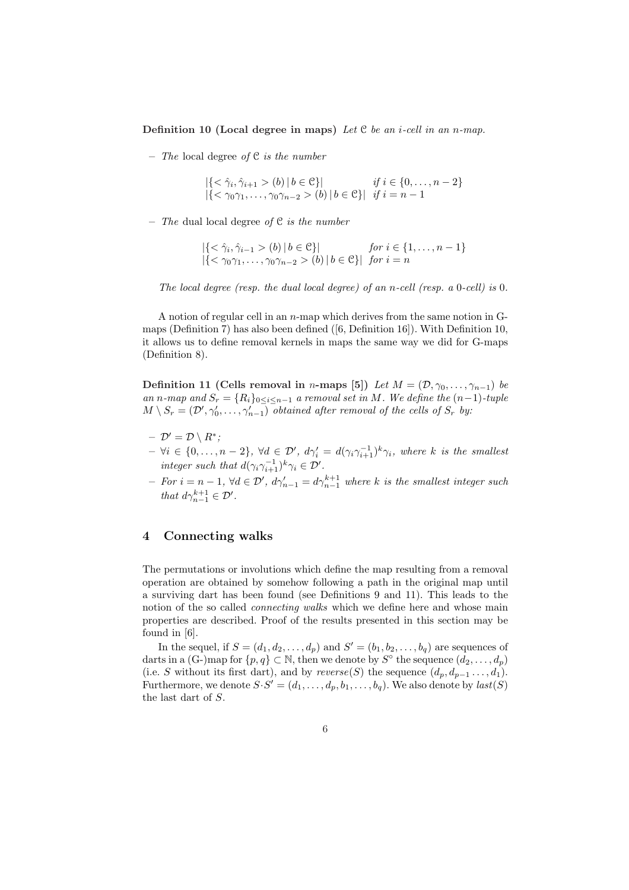**Definition 10 (Local degree in maps)** *Let $\mathcal{C}$ be an $i$-cell in an $n$-map.*

- *The* local degree *of $\mathcal{C}$ is the number*

$$\begin{array}{ll} |\{< \hat{\gamma}_i, \hat{\gamma}_{i+1} > (b) \,|\, b \in \mathcal{C}\}| & \text{if } i \in \{0, \ldots, n-2\} \\ |\{< \gamma_0\gamma_1, \ldots, \gamma_0\gamma_{n-2} > (b) \,|\, b \in \mathcal{C}\}| & \text{if } i = n-1 \end{array}$$

- *The* dual local degree *of $\mathcal{C}$ is the number*

$$\begin{array}{ll} |\{< \hat{\gamma}_i, \hat{\gamma}_{i-1} > (b) \,|\, b \in \mathcal{C}\}| & \text{for } i \in \{1, \ldots, n-1\} \\ |\{< \gamma_0\gamma_1, \ldots, \gamma_0\gamma_{n-2} > (b) \,|\, b \in \mathcal{C}\}| & \text{for } i = n \end{array}$$

*The local degree (resp. the dual local degree) of an $n$-cell (resp. a 0-cell) is 0.*

A notion of regular cell in an $n$-map which derives from the same notion in G-maps (Definition 7) has also been defined ([6, Definition 16]). With Definition 10, it allows us to define removal kernels in maps the same way we did for G-maps (Definition 8).

**Definition 11 (Cells removal in $n$-maps [5])** *Let $M = (\mathcal{D}, \gamma_0, \ldots, \gamma_{n-1})$ be an $n$-map and $S_r = \{R_i\}_{0 \leq i \leq n-1}$ a removal set in $M$. We define the $(n-1)$-tuple $M \setminus S_r = (\mathcal{D}', \gamma'_0, \ldots, \gamma'_{n-1})$ obtained after removal of the cells of $S_r$ by:*

- $\mathcal{D}' = \mathcal{D} \setminus R^*$;
- $\forall i \in \{0, \ldots, n-2\}$, $\forall d \in \mathcal{D}'$, $d\gamma'_i = d(\gamma_i\gamma_{i+1}^{-1})^k\gamma_i$, *where $k$ is the smallest integer such that $d(\gamma_i\gamma_{i+1}^{-1})^k\gamma_i \in \mathcal{D}'$.*
- *For $i = n-1$, $\forall d \in \mathcal{D}'$, $d\gamma'_{n-1} = d\gamma_{n-1}^{k+1}$ where $k$ is the smallest integer such that $d\gamma_{n-1}^{k+1} \in \mathcal{D}'$.*

## 4 Connecting walks

The permutations or involutions which define the map resulting from a removal operation are obtained by somehow following a path in the original map until a surviving dart has been found (see Definitions 9 and 11). This leads to the notion of the so called *connecting walks* which we define here and whose main properties are described. Proof of the results presented in this section may be found in [6].

In the sequel, if $S = (d_1, d_2, \ldots, d_p)$ and $S' = (b_1, b_2, \ldots, b_q)$ are sequences of darts in a (G-)map for $\{p, q\} \subset \mathbb{N}$, then we denote by $S^\circ$ the sequence $(d_2, \ldots, d_p)$ (i.e. $S$ without its first dart), and by $reverse(S)$ the sequence $(d_p, d_{p-1} \ldots, d_1)$. Furthermore, we denote $S \cdot S' = (d_1, \ldots, d_p, b_1, \ldots, b_q)$. We also denote by $last(S)$ the last dart of $S$.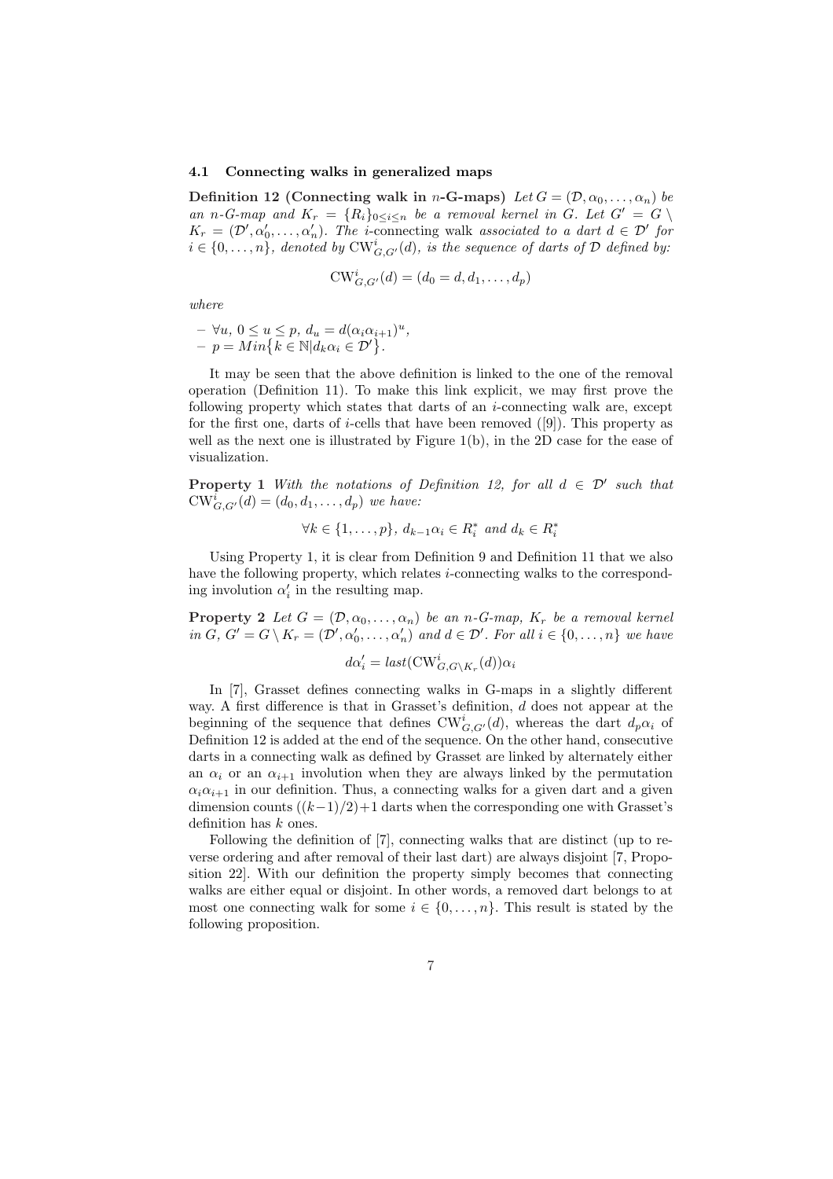### 4.1 Connecting walks in generalized maps

**Definition 12 (Connecting walk in $n$-G-maps)** *Let $G = (\mathcal{D}, \alpha_0, \ldots, \alpha_n)$ be an $n$-G-map and $K_r = \{R_i\}_{0 \leq i \leq n}$ be a removal kernel in $G$. Let $G' = G \setminus K_r = (\mathcal{D}', \alpha'_0, \ldots, \alpha'_n)$. The* $i$-connecting walk *associated to a dart $d \in \mathcal{D}'$ for $i \in \{0, \ldots, n\}$, denoted by $\mathrm{CW}^i_{G,G'}(d)$, is the sequence of darts of $\mathcal{D}$ defined by:*

$$\mathrm{CW}^i_{G,G'}(d) = (d_0 = d, d_1, \ldots, d_p)$$

*where*

- $\forall u,\ 0 \leq u \leq p,\ d_u = d(\alpha_i \alpha_{i+1})^u$,
- $p = Min\{k \in \mathbb{N} | d_k \alpha_i \in \mathcal{D}'\}$.

It may be seen that the above definition is linked to the one of the removal operation (Definition 11). To make this link explicit, we may first prove the following property which states that darts of an $i$-connecting walk are, except for the first one, darts of $i$-cells that have been removed ([9]). This property as well as the next one is illustrated by Figure 1(b), in the 2D case for the ease of visualization.

**Property 1** *With the notations of Definition 12, for all $d \in \mathcal{D}'$ such that $\mathrm{CW}^i_{G,G'}(d) = (d_0, d_1, \ldots, d_p)$ we have:*

$$\forall k \in \{1, \ldots, p\},\ d_{k-1}\alpha_i \in R^*_i \text{ and } d_k \in R^*_i$$

Using Property 1, it is clear from Definition 9 and Definition 11 that we also have the following property, which relates $i$-connecting walks to the corresponding involution $\alpha'_i$ in the resulting map.

**Property 2** *Let $G = (\mathcal{D}, \alpha_0, \ldots, \alpha_n)$ be an $n$-G-map, $K_r$ be a removal kernel in $G$, $G' = G \setminus K_r = (\mathcal{D}', \alpha'_0, \ldots, \alpha'_n)$ and $d \in \mathcal{D}'$. For all $i \in \{0, \ldots, n\}$ we have*

$$d\alpha'_i = last(\mathrm{CW}^i_{G,G \setminus K_r}(d))\alpha_i$$

In [7], Grasset defines connecting walks in G-maps in a slightly different way. A first difference is that in Grasset's definition, $d$ does not appear at the beginning of the sequence that defines $\mathrm{CW}^i_{G,G'}(d)$, whereas the dart $d_p\alpha_i$ of Definition 12 is added at the end of the sequence. On the other hand, consecutive darts in a connecting walk as defined by Grasset are linked by alternately either an $\alpha_i$ or an $\alpha_{i+1}$ involution when they are always linked by the permutation $\alpha_i\alpha_{i+1}$ in our definition. Thus, a connecting walks for a given dart and a given dimension counts $((k-1)/2)+1$ darts when the corresponding one with Grasset's definition has $k$ ones.

Following the definition of [7], connecting walks that are distinct (up to reverse ordering and after removal of their last dart) are always disjoint [7, Proposition 22]. With our definition the property simply becomes that connecting walks are either equal or disjoint. In other words, a removed dart belongs to at most one connecting walk for some $i \in \{0, \ldots, n\}$. This result is stated by the following proposition.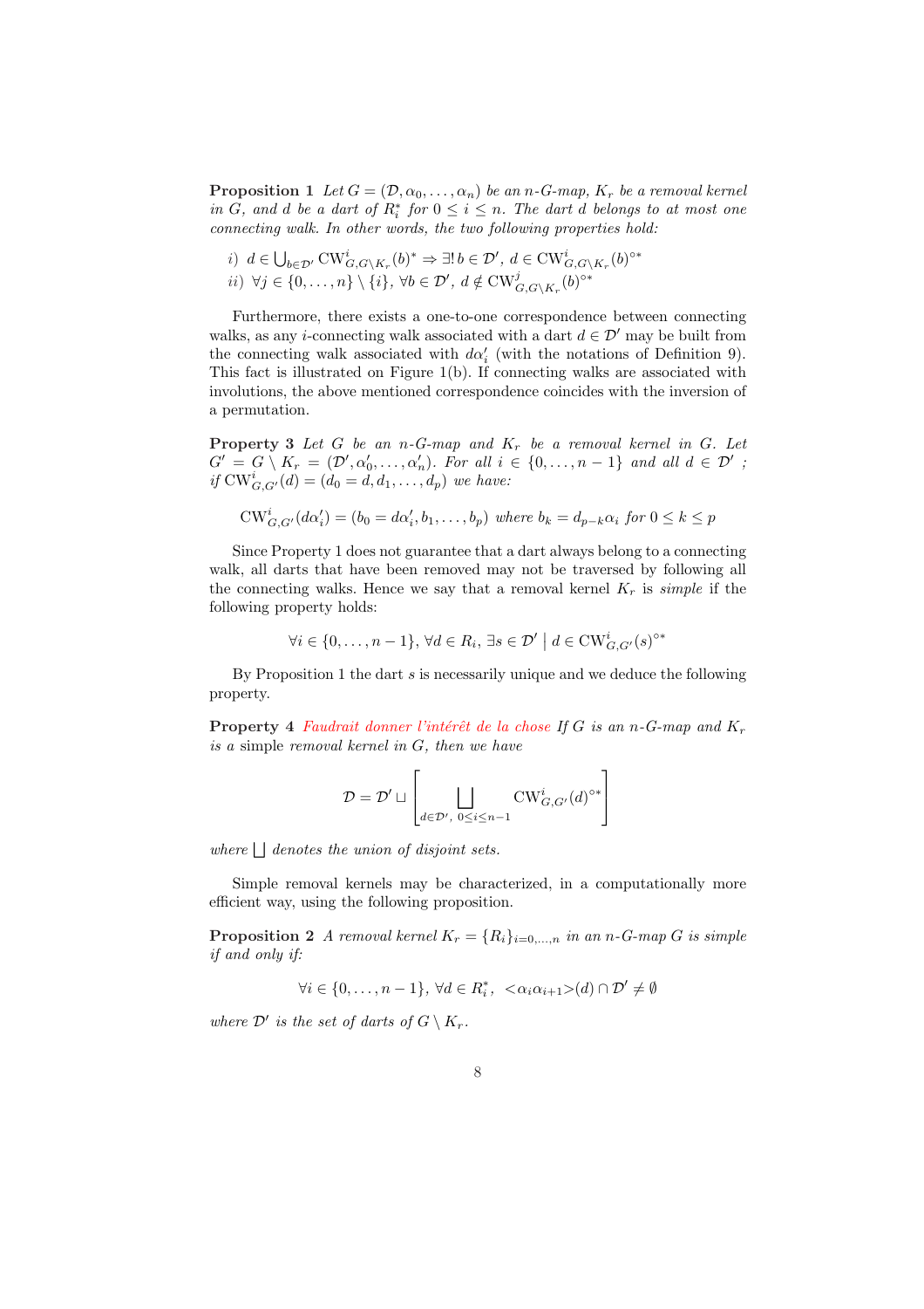**Proposition 1** *Let $G = (\mathcal{D}, \alpha_0, \ldots, \alpha_n)$ be an $n$-G-map, $K_r$ be a removal kernel in $G$, and $d$ be a dart of $R_i^*$ for $0 \leq i \leq n$. The dart $d$ belongs to at most one connecting walk. In other words, the two following properties hold:*

*i)* $d \in \bigcup_{b \in \mathcal{D}'} \mathrm{CW}^i_{G,G\setminus K_r}(b)^* \Rightarrow \exists!\, b \in \mathcal{D}',\, d \in \mathrm{CW}^i_{G,G\setminus K_r}(b)^{\circ *}$

*ii)* $\forall j \in \{0, \ldots, n\} \setminus \{i\},\, \forall b \in \mathcal{D}',\, d \notin \mathrm{CW}^j_{G,G\setminus K_r}(b)^{\circ *}$

Furthermore, there exists a one-to-one correspondence between connecting walks, as any $i$-connecting walk associated with a dart $d \in \mathcal{D}'$ may be built from the connecting walk associated with $d\alpha'_i$ (with the notations of Definition 9). This fact is illustrated on Figure 1(b). If connecting walks are associated with involutions, the above mentioned correspondence coincides with the inversion of a permutation.

**Property 3** *Let $G$ be an $n$-G-map and $K_r$ be a removal kernel in $G$. Let $G' = G \setminus K_r = (\mathcal{D}', \alpha'_0, \ldots, \alpha'_n)$. For all $i \in \{0, \ldots, n-1\}$ and all $d \in \mathcal{D}'$ ; if $\mathrm{CW}^i_{G,G'}(d) = (d_0 = d, d_1, \ldots, d_p)$ we have:*

$$\mathrm{CW}^i_{G,G'}(d\alpha'_i) = (b_0 = d\alpha'_i, b_1, \ldots, b_p) \text{ where } b_k = d_{p-k}\alpha_i \text{ for } 0 \leq k \leq p$$

Since Property 1 does not guarantee that a dart always belong to a connecting walk, all darts that have been removed may not be traversed by following all the connecting walks. Hence we say that a removal kernel $K_r$ is *simple* if the following property holds:

$$\forall i \in \{0, \ldots, n-1\},\, \forall d \in R_i,\, \exists s \in \mathcal{D}' \mid d \in \mathrm{CW}^i_{G,G'}(s)^{\circ *}$$

By Proposition 1 the dart $s$ is necessarily unique and we deduce the following property.

**Property 4** *Faudrait donner l'intérêt de la chose If $G$ is an $n$-G-map and $K_r$ is a* simple *removal kernel in $G$, then we have*

$$\mathcal{D} = \mathcal{D}' \sqcup \left[ \bigsqcup_{d \in \mathcal{D}',\, 0 \leq i \leq n-1} \mathrm{CW}^i_{G,G'}(d)^{\circ *} \right]$$

*where $\bigsqcup$ denotes the union of disjoint sets.*

Simple removal kernels may be characterized, in a computationally more efficient way, using the following proposition.

**Proposition 2** *A removal kernel $K_r = \{R_i\}_{i=0,\ldots,n}$ in an $n$-G-map $G$ is simple if and only if:*

$$\forall i \in \{0, \ldots, n-1\},\, \forall d \in R_i^*,\; <\alpha_i \alpha_{i+1}>(d) \cap \mathcal{D}' \neq \emptyset$$

*where $\mathcal{D}'$ is the set of darts of $G \setminus K_r$.*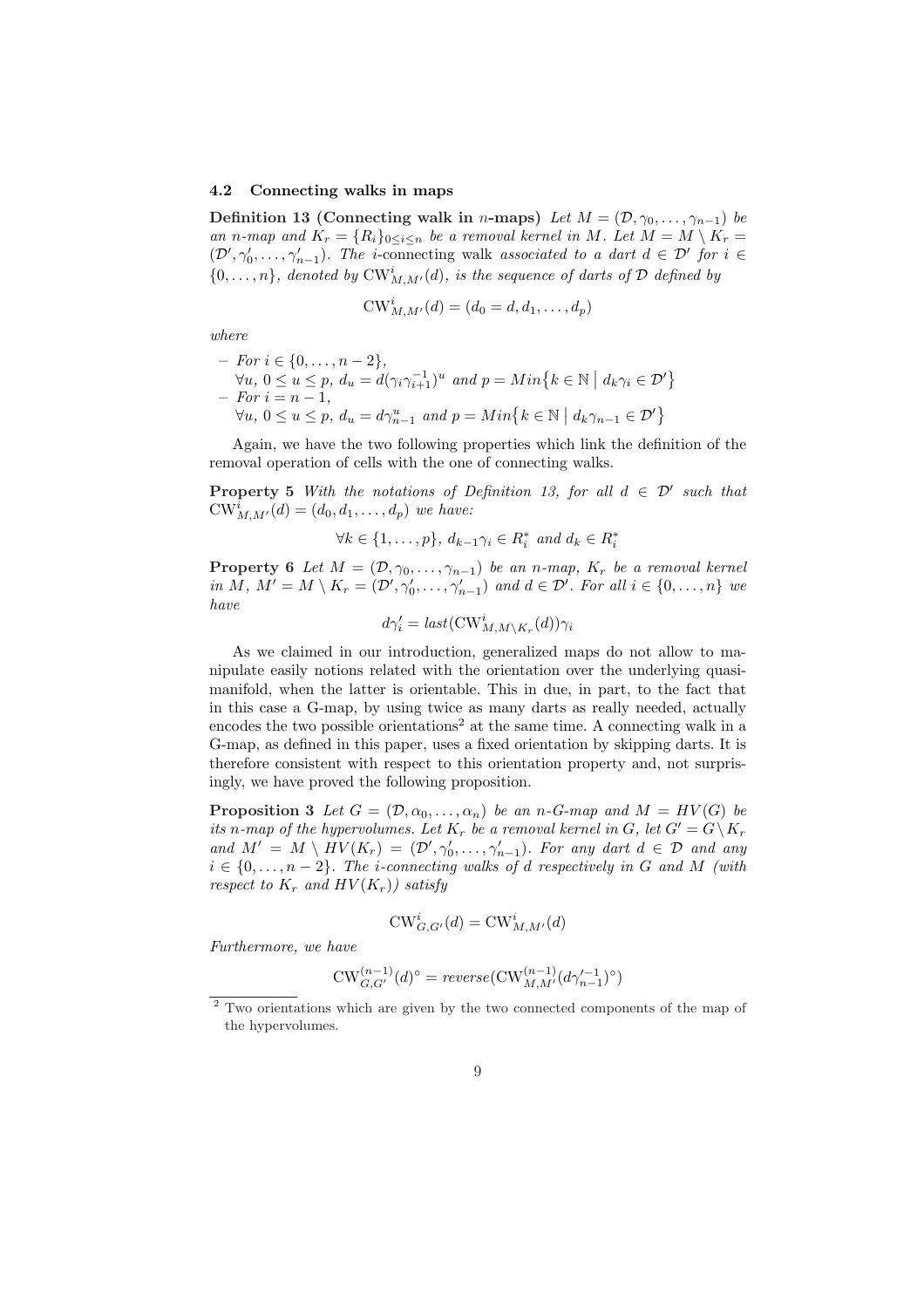### 4.2 Connecting walks in maps

**Definition 13 (Connecting walk in $n$-maps)** *Let $M = (\mathcal{D}, \gamma_0, \ldots, \gamma_{n-1})$ be an $n$-map and $K_r = \{R_i\}_{0 \le i \le n}$ be a removal kernel in $M$. Let $M = M \setminus K_r = (\mathcal{D}', \gamma'_0, \ldots, \gamma'_{n-1})$. The* $i$-connecting walk *associated to a dart $d \in \mathcal{D}'$ for $i \in \{0, \ldots, n\}$, denoted by $\mathrm{CW}^i_{M,M'}(d)$, is the sequence of darts of $\mathcal{D}$ defined by*

$$\mathrm{CW}^i_{M,M'}(d) = (d_0 = d, d_1, \ldots, d_p)$$

*where*

- *For $i \in \{0, \ldots, n-2\}$,*
  *$\forall u,\ 0 \le u \le p,\ d_u = d(\gamma_i \gamma_{i+1}^{-1})^u$ and $p = Min\{k \in \mathbb{N} \mid d_k \gamma_i \in \mathcal{D}'\}$*
- *For $i = n-1$,*
  *$\forall u,\ 0 \le u \le p,\ d_u = d\gamma_{n-1}^u$ and $p = Min\{k \in \mathbb{N} \mid d_k \gamma_{n-1} \in \mathcal{D}'\}$*

Again, we have the two following properties which link the definition of the removal operation of cells with the one of connecting walks.

**Property 5** *With the notations of Definition 13, for all $d \in \mathcal{D}'$ such that $\mathrm{CW}^i_{M,M'}(d) = (d_0, d_1, \ldots, d_p)$ we have:*

$$\forall k \in \{1, \ldots, p\},\ d_{k-1}\gamma_i \in R_i^* \text{ and } d_k \in R_i^*$$

**Property 6** *Let $M = (\mathcal{D}, \gamma_0, \ldots, \gamma_{n-1})$ be an $n$-map, $K_r$ be a removal kernel in $M$, $M' = M \setminus K_r = (\mathcal{D}', \gamma'_0, \ldots, \gamma'_{n-1})$ and $d \in \mathcal{D}'$. For all $i \in \{0, \ldots, n\}$ we have*

$$d\gamma'_i = last(\mathrm{CW}^i_{M,M \setminus K_r}(d))\gamma_i$$

As we claimed in our introduction, generalized maps do not allow to manipulate easily notions related with the orientation over the underlying quasi-manifold, when the latter is orientable. This in due, in part, to the fact that in this case a G-map, by using twice as many darts as really needed, actually encodes the two possible orientations[2] at the same time. A connecting walk in a G-map, as defined in this paper, uses a fixed orientation by skipping darts. It is therefore consistent with respect to this orientation property and, not surprisingly, we have proved the following proposition.

**Proposition 3** *Let $G = (\mathcal{D}, \alpha_0, \ldots, \alpha_n)$ be an $n$-G-map and $M = HV(G)$ be its $n$-map of the hypervolumes. Let $K_r$ be a removal kernel in $G$, let $G' = G \setminus K_r$ and $M' = M \setminus HV(K_r) = (\mathcal{D}', \gamma'_0, \ldots, \gamma'_{n-1})$. For any dart $d \in \mathcal{D}$ and any $i \in \{0, \ldots, n-2\}$. The $i$-connecting walks of $d$ respectively in $G$ and $M$ (with respect to $K_r$ and $HV(K_r)$) satisfy*

$$\mathrm{CW}^i_{G,G'}(d) = \mathrm{CW}^i_{M,M'}(d)$$

*Furthermore, we have*

$$\mathrm{CW}^{(n-1)}_{G,G'}(d)^\circ = reverse(\mathrm{CW}^{(n-1)}_{M,M'}(d\gamma'^{-1}_{n-1})^\circ)$$

---

[2] Two orientations which are given by the two connected components of the map of the hypervolumes.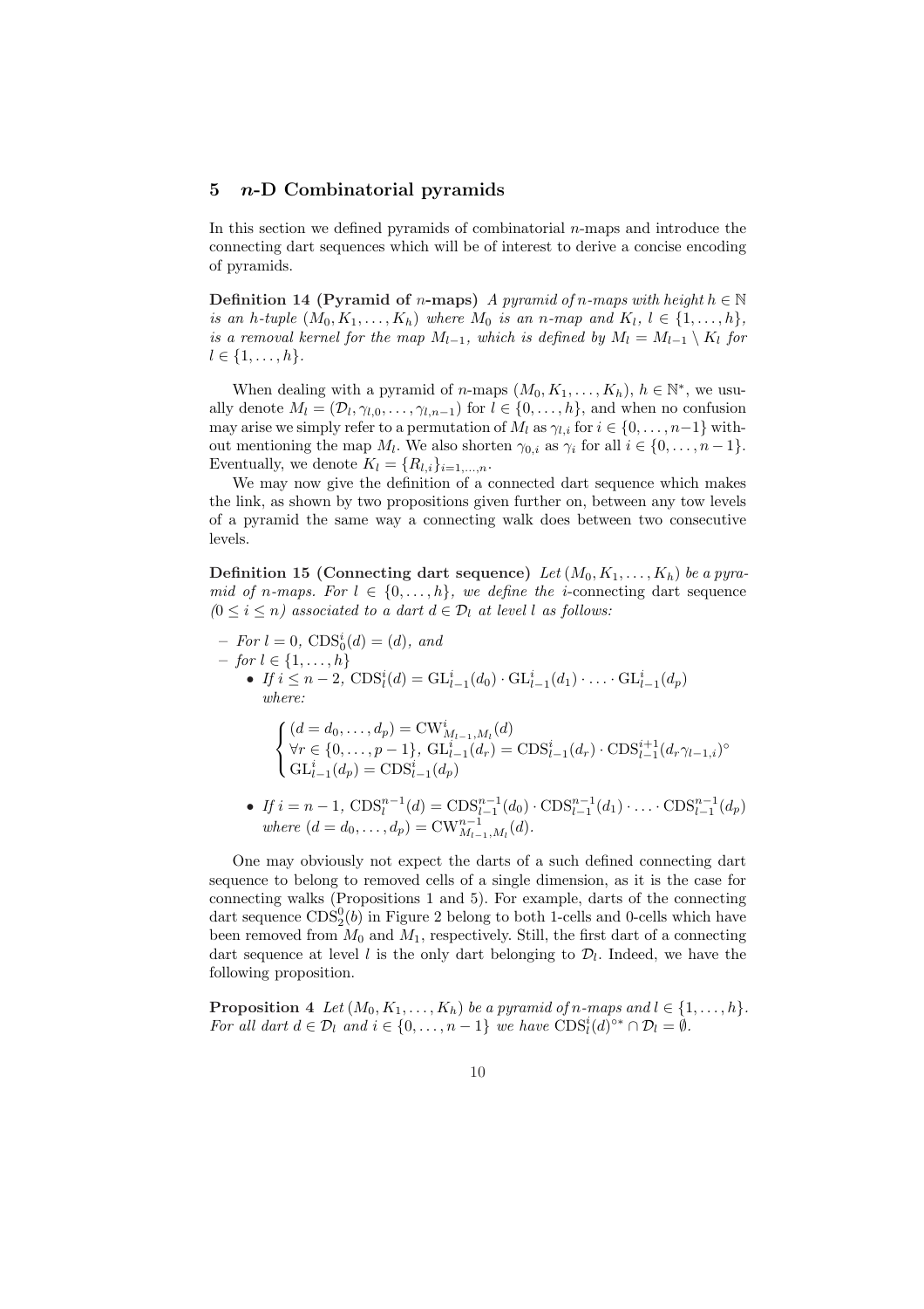## 5 *n*-D Combinatorial pyramids

In this section we defined pyramids of combinatorial $n$-maps and introduce the connecting dart sequences which will be of interest to derive a concise encoding of pyramids.

**Definition 14 (Pyramid of $n$-maps)** *A pyramid of $n$-maps with height $h \in \mathbb{N}$ is an $h$-tuple $(M_0, K_1, \ldots, K_h)$ where $M_0$ is an $n$-map and $K_l$, $l \in \{1, \ldots, h\}$, is a removal kernel for the map $M_{l-1}$, which is defined by $M_l = M_{l-1} \setminus K_l$ for $l \in \{1, \ldots, h\}$.*

When dealing with a pyramid of $n$-maps $(M_0, K_1, \ldots, K_h)$, $h \in \mathbb{N}^*$, we usually denote $M_l = (\mathcal{D}_l, \gamma_{l,0}, \ldots, \gamma_{l,n-1})$ for $l \in \{0, \ldots, h\}$, and when no confusion may arise we simply refer to a permutation of $M_l$ as $\gamma_{l,i}$ for $i \in \{0, \ldots, n-1\}$ without mentioning the map $M_l$. We also shorten $\gamma_{0,i}$ as $\gamma_i$ for all $i \in \{0, \ldots, n-1\}$. Eventually, we denote $K_l = \{R_{l,i}\}_{i=1,\ldots,n}$.

We may now give the definition of a connected dart sequence which makes the link, as shown by two propositions given further on, between any tow levels of a pyramid the same way a connecting walk does between two consecutive levels.

**Definition 15 (Connecting dart sequence)** *Let $(M_0, K_1, \ldots, K_h)$ be a pyramid of $n$-maps. For $l \in \{0, \ldots, h\}$, we define the $i$-connecting dart sequence ($0 \leq i \leq n$) associated to a dart $d \in \mathcal{D}_l$ at level $l$ as follows:*

- *For $l = 0$, $\mathrm{CDS}^i_0(d) = (d)$, and*
- *for $l \in \{1, \ldots, h\}$*
  - *If $i \leq n-2$, $\mathrm{CDS}^i_l(d) = \mathrm{GL}^i_{l-1}(d_0) \cdot \mathrm{GL}^i_{l-1}(d_1) \cdot \ldots \cdot \mathrm{GL}^i_{l-1}(d_p)$ where:*

$$\begin{cases} (d = d_0, \ldots, d_p) = \mathrm{CW}^i_{M_{l-1}, M_l}(d) \\ \forall r \in \{0, \ldots, p-1\},\ \mathrm{GL}^i_{l-1}(d_r) = \mathrm{CDS}^i_{l-1}(d_r) \cdot \mathrm{CDS}^{i+1}_{l-1}(d_r \gamma_{l-1,i})^\circ \\ \mathrm{GL}^i_{l-1}(d_p) = \mathrm{CDS}^i_{l-1}(d_p) \end{cases}$$

  - *If $i = n-1$, $\mathrm{CDS}^{n-1}_l(d) = \mathrm{CDS}^{n-1}_{l-1}(d_0) \cdot \mathrm{CDS}^{n-1}_{l-1}(d_1) \cdot \ldots \cdot \mathrm{CDS}^{n-1}_{l-1}(d_p)$ where $(d = d_0, \ldots, d_p) = \mathrm{CW}^{n-1}_{M_{l-1}, M_l}(d)$.*

One may obviously not expect the darts of a such defined connecting dart sequence to belong to removed cells of a single dimension, as it is the case for connecting walks (Propositions 1 and 5). For example, darts of the connecting dart sequence $\mathrm{CDS}^0_2(b)$ in Figure 2 belong to both 1-cells and 0-cells which have been removed from $M_0$ and $M_1$, respectively. Still, the first dart of a connecting dart sequence at level $l$ is the only dart belonging to $\mathcal{D}_l$. Indeed, we have the following proposition.

**Proposition 4** *Let $(M_0, K_1, \ldots, K_h)$ be a pyramid of $n$-maps and $l \in \{1, \ldots, h\}$. For all dart $d \in \mathcal{D}_l$ and $i \in \{0, \ldots, n-1\}$ we have $\mathrm{CDS}^i_l(d)^{\circ *} \cap \mathcal{D}_l = \emptyset$.*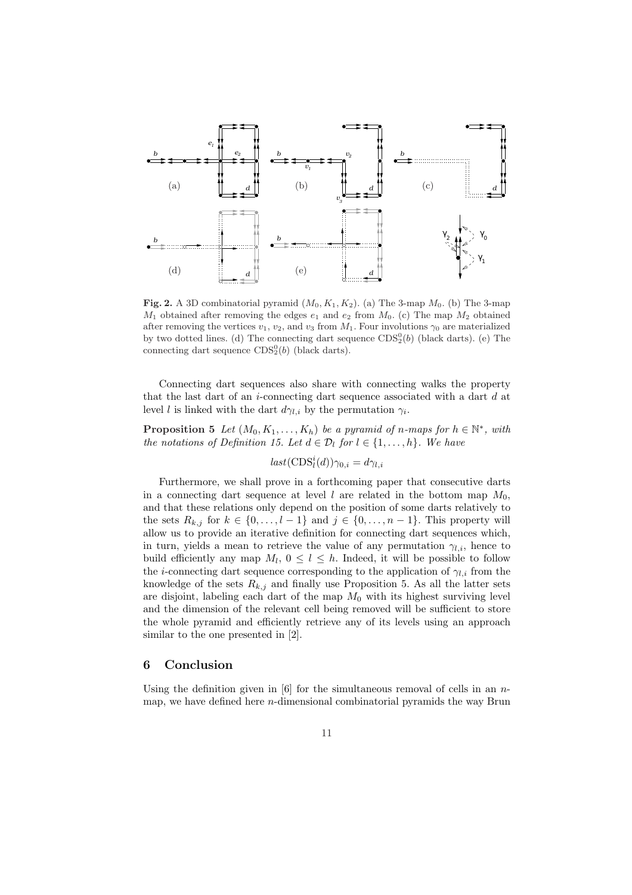**Fig. 2.** A 3D combinatorial pyramid $(M_0, K_1, K_2)$. (a) The 3-map $M_0$. (b) The 3-map $M_1$ obtained after removing the edges $e_1$ and $e_2$ from $M_0$. (c) The map $M_2$ obtained after removing the vertices $v_1$, $v_2$, and $v_3$ from $M_1$. Four involutions $\gamma_0$ are materialized by two dotted lines. (d) The connecting dart sequence $\mathrm{CDS}_2^0(b)$ (black darts). (e) The connecting dart sequence $\mathrm{CDS}_2^0(b)$ (black darts).

Connecting dart sequences also share with connecting walks the property that the last dart of an $i$-connecting dart sequence associated with a dart $d$ at level $l$ is linked with the dart $d\gamma_{l,i}$ by the permutation $\gamma_i$.

**Proposition 5** *Let $(M_0, K_1, \ldots, K_h)$ be a pyramid of $n$-maps for $h \in \mathbb{N}^*$, with the notations of Definition 15. Let $d \in \mathcal{D}_l$ for $l \in \{1, \ldots, h\}$. We have*

$$last(\mathrm{CDS}_l^i(d))\gamma_{0,i} = d\gamma_{l,i}$$

Furthermore, we shall prove in a forthcoming paper that consecutive darts in a connecting dart sequence at level $l$ are related in the bottom map $M_0$, and that these relations only depend on the position of some darts relatively to the sets $R_{k,j}$ for $k \in \{0, \ldots, l-1\}$ and $j \in \{0, \ldots, n-1\}$. This property will allow us to provide an iterative definition for connecting dart sequences which, in turn, yields a mean to retrieve the value of any permutation $\gamma_{l,i}$, hence to build efficiently any map $M_l$, $0 \leq l \leq h$. Indeed, it will be possible to follow the $i$-connecting dart sequence corresponding to the application of $\gamma_{l,i}$ from the knowledge of the sets $R_{k,j}$ and finally use Proposition 5. As all the latter sets are disjoint, labeling each dart of the map $M_0$ with its highest surviving level and the dimension of the relevant cell being removed will be sufficient to store the whole pyramid and efficiently retrieve any of its levels using an approach similar to the one presented in [2].

## 6 Conclusion

Using the definition given in [6] for the simultaneous removal of cells in an $n$-map, we have defined here $n$-dimensional combinatorial pyramids the way Brun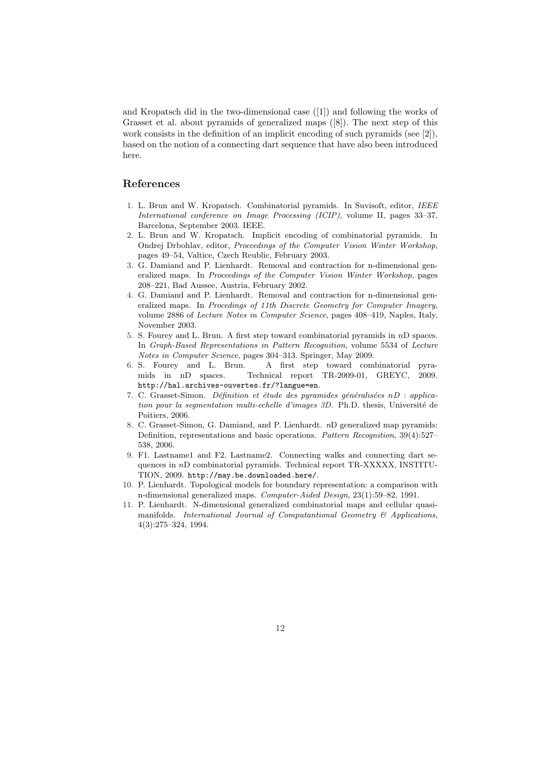and Kropatsch did in the two-dimensional case ([1]) and following the works of Grasset et al. about pyramids of generalized maps ([8]). The next step of this work consists in the definition of an implicit encoding of such pyramids (see [2]), based on the notion of a connecting dart sequence that have also been introduced here.

## References

1. L. Brun and W. Kropatsch. Combinatorial pyramids. In Suvisoft, editor, *IEEE International conference on Image Processing (ICIP)*, volume II, pages 33–37, Barcelona, September 2003. IEEE.
2. L. Brun and W. Kropatsch. Implicit encoding of combinatorial pyramids. In Ondrej Drbohlav, editor, *Proceedings of the Computer Vision Winter Workshop*, pages 49–54, Valtice, Czech Reublic, February 2003.
3. G. Damiand and P. Lienhardt. Removal and contraction for n-dimensional generalized maps. In *Proceedings of the Computer Vision Winter Workshop*, pages 208–221, Bad Aussee, Austria, February 2002.
4. G. Damiand and P. Lienhardt. Removal and contraction for n-dimensional generalized maps. In *Procedings of 11th Discrete Geometry for Computer Imagery*, volume 2886 of *Lecture Notes in Computer Science*, pages 408–419, Naples, Italy, November 2003.
5. S. Fourey and L. Brun. A first step toward combinatorial pyramids in $n$D spaces. In *Graph-Based Representations in Pattern Recognition*, volume 5534 of *Lecture Notes in Computer Science*, pages 304–313. Springer, May 2009.
6. S. Fourey and L. Brun. A first step toward combinatorial pyramids in nD spaces. Technical report TR-2009-01, GREYC, 2009. http://hal.archives-ouvertes.fr/?langue=en.
7. C. Grasset-Simon. *Définition et étude des pyramides généralisées nD : application pour la segmentation multi-echelle d'images 3D*. Ph.D. thesis, Université de Poitiers, 2006.
8. C. Grasset-Simon, G. Damiand, and P. Lienhardt. $n$D generalized map pyramids: Definition, representations and basic operations. *Pattern Recognition*, 39(4):527–538, 2006.
9. F1. Lastname1 and F2. Lastname2. Connecting walks and connecting dart sequences in $n$D combinatorial pyramids. Technical report TR-XXXXX, INSTITUTION, 2009. http://may.be.downloaded.here/.
10. P. Lienhardt. Topological models for boundary representation: a comparison with n-dimensional generalized maps. *Computer-Aided Design*, 23(1):59–82, 1991.
11. P. Lienhardt. N-dimensional generalized combinatorial maps and cellular quasi-manifolds. *International Journal of Computantional Geometry & Applications*, 4(3):275–324, 1994.